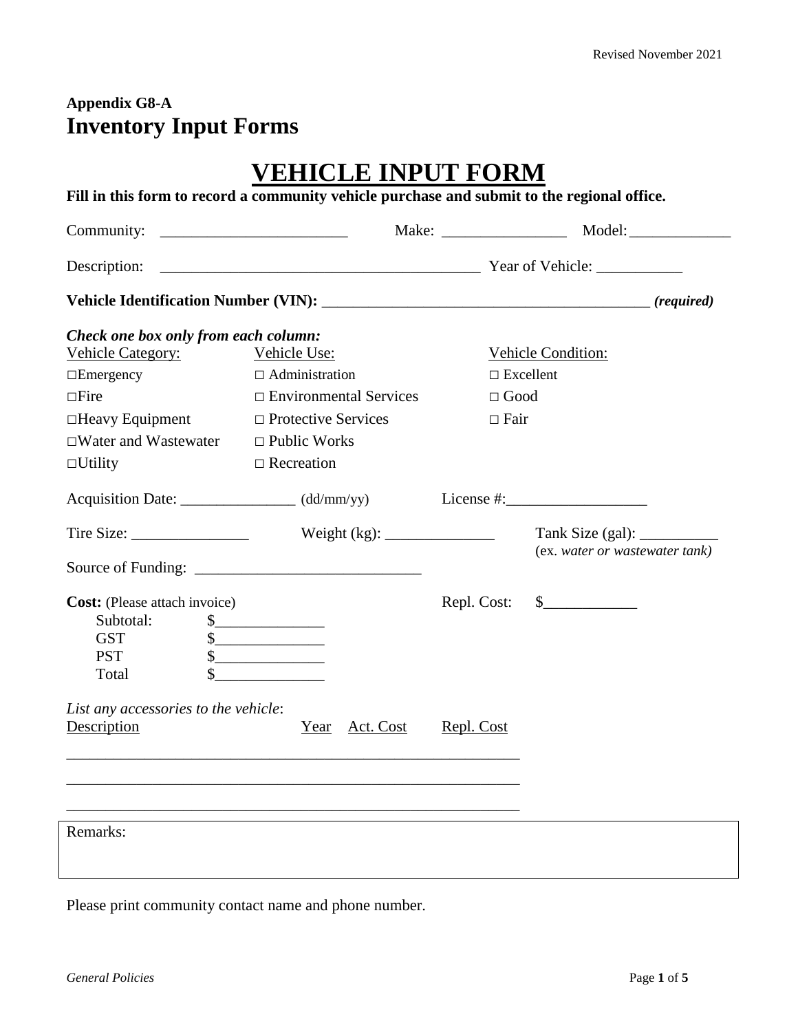Revised November 2021

**Appendix G8-A**

# Inventory Input Forms

# VEHICLE INPUT FORM

**Fill in this form to record a community vehicle purchase and submit to the regional office.**

Community: ________________________ Make: ________________ Model: _____________

Description: __________________________________________ Year of Vehicle: ___________

**Vehicle Identification Number (VIN):** __________________________________________ ***(required)***

***Check one box only from each column:***

| Vehicle Category: | Vehicle Use: | Vehicle Condition: |
|---|---|---|
| □Emergency | □ Administration | □ Excellent |
| □Fire | □ Environmental Services | □ Good |
| □Heavy Equipment | □ Protective Services | □ Fair |
| □Water and Wastewater | □ Public Works | |
| □Utility | □ Recreation | |

Acquisition Date: _______________ (dd/mm/yy) License #:__________________

Tire Size: _______________ Weight (kg): ______________ Tank Size (gal): __________ (ex. *water or wastewater tank*)

Source of Funding: ____________________________

**Cost:** (Please attach invoice)

Subtotal: $______________

GST $______________

PST $______________

Total $______________

Repl. Cost: $____________

*List any accessories to the vehicle*:

| Description | Year | Act. Cost | Repl. Cost |
|---|---|---|---|
| | | | |
| | | | |
| | | | |

Remarks:

Please print community contact name and phone number.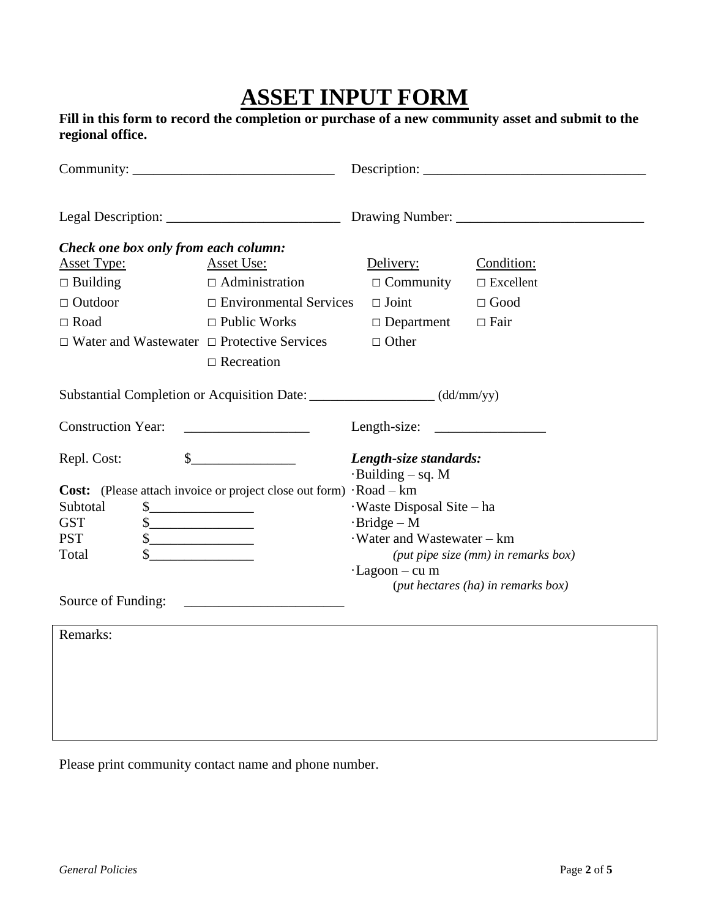# ASSET INPUT FORM

**Fill in this form to record the completion or purchase of a new community asset and submit to the regional office.**

Community: _____________________________ Description: _______________________________

Legal Description: _________________________ Drawing Number: ___________________________

***Check one box only from each column:***

| <u>Asset Type:</u> | <u>Asset Use:</u> | <u>Delivery:</u> | <u>Condition:</u> |
|---|---|---|---|
| □ Building | □ Administration | □ Community | □ Excellent |
| □ Outdoor | □ Environmental Services | □ Joint | □ Good |
| □ Road | □ Public Works | □ Department | □ Fair |
| □ Water and Wastewater | □ Protective Services | □ Other | |
| | □ Recreation | | |

Substantial Completion or Acquisition Date: __________________ (dd/mm/yy)

Construction Year: __________________

Length-size: ________________

Repl. Cost: $_______________

**Cost:** (Please attach invoice or project close out form)

Subtotal $_______________

GST $_______________

PST $_______________

Total $_______________

***Length-size standards:***

- ·Building – sq. M
- ·Road – km
- ·Waste Disposal Site – ha
- ·Bridge – M
- ·Water and Wastewater – km
  *(put pipe size (mm) in remarks box)*
- ·Lagoon – cu m
  (*put hectares (ha) in remarks box)*

Source of Funding: _______________________

Remarks:

Please print community contact name and phone number.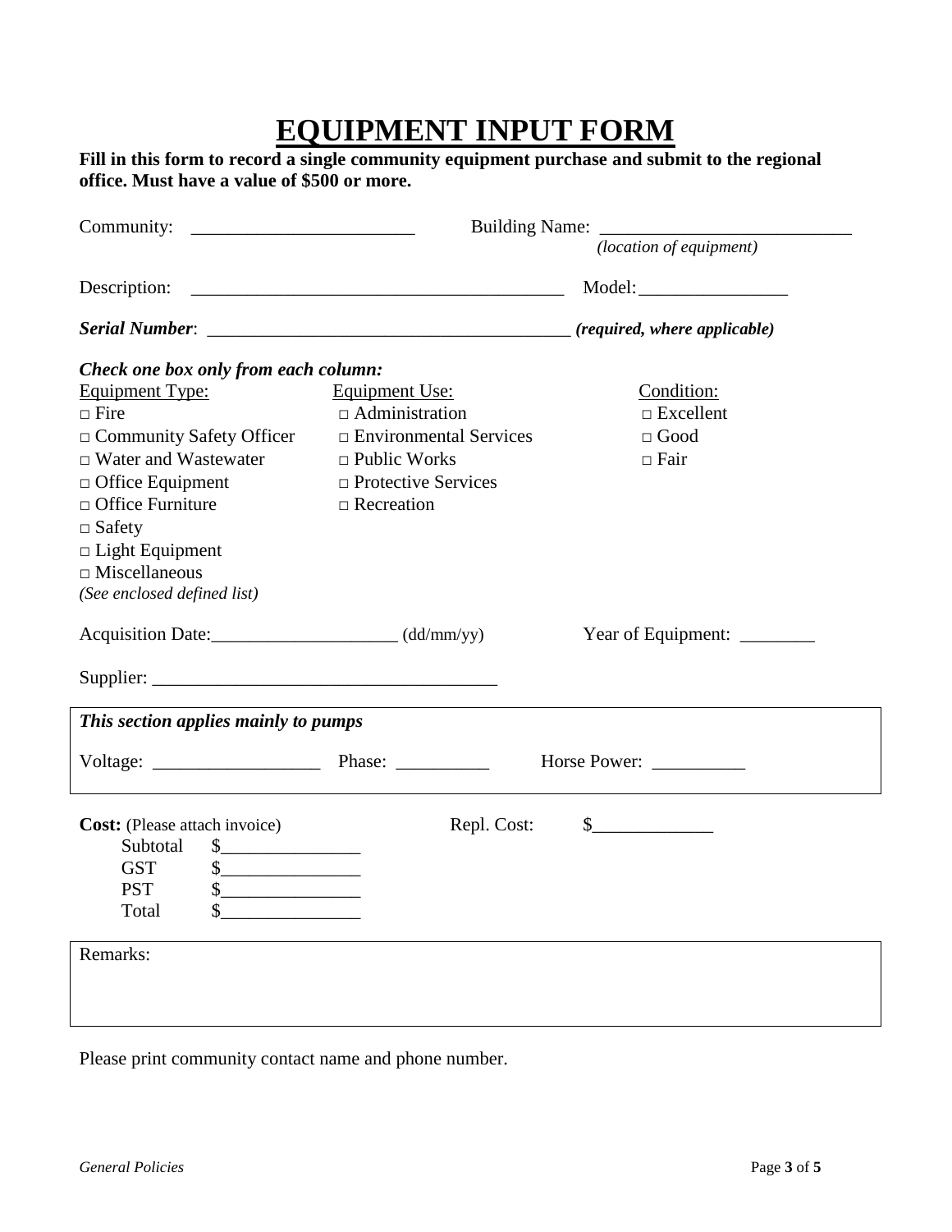# EQUIPMENT INPUT FORM

**Fill in this form to record a single community equipment purchase and submit to the regional office. Must have a value of $500 or more.**

Community: ________________________ Building Name: ___________________________
*(location of equipment)*

Description: ________________________________________ Model: ________________

***Serial Number***: _______________________________________ ***(required, where applicable)***

***Check one box only from each column:***

| Equipment Type: | Equipment Use: | Condition: |
|---|---|---|
| □ Fire | □ Administration | □ Excellent |
| □ Community Safety Officer | □ Environmental Services | □ Good |
| □ Water and Wastewater | □ Public Works | □ Fair |
| □ Office Equipment | □ Protective Services | |
| □ Office Furniture | □ Recreation | |
| □ Safety | | |
| □ Light Equipment | | |
| □ Miscellaneous | | |
| *(See enclosed defined list)* | | |

Acquisition Date:____________________ (dd/mm/yy) Year of Equipment: ________

Supplier: _____________________________________

***This section applies mainly to pumps***

Voltage: __________________ Phase: __________ Horse Power: __________

**Cost:** (Please attach invoice) Repl. Cost: $_____________

Subtotal $_______________
GST $_______________
PST $_______________
Total $_______________

Remarks:

Please print community contact name and phone number.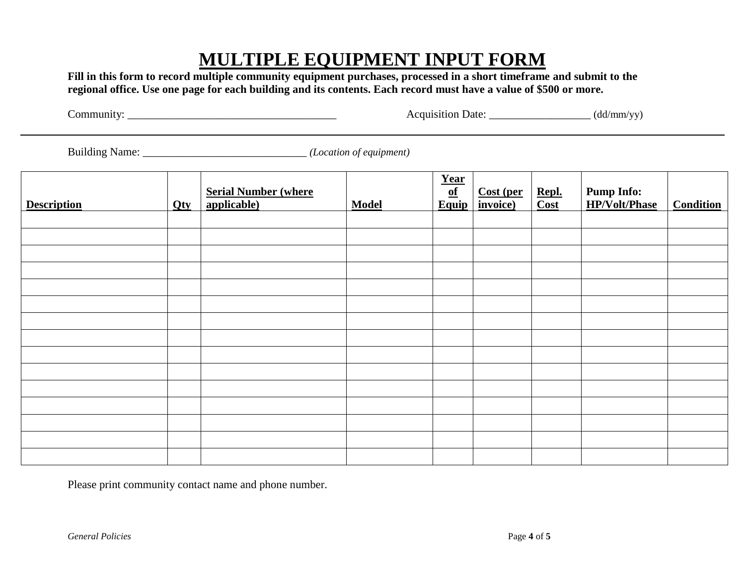# MULTIPLE EQUIPMENT INPUT FORM

**Fill in this form to record multiple community equipment purchases, processed in a short timeframe and submit to the regional office. Use one page for each building and its contents. Each record must have a value of $500 or more.**

Community: ______________________________________ Acquisition Date: __________________ (dd/mm/yy)

---

Building Name: _____________________________ *(Location of equipment)*

| Description | Qty | Serial Number (where applicable) | Model | Year of Equip | Cost (per invoice) | Repl. Cost | Pump Info: HP/Volt/Phase | Condition |
|---|---|---|---|---|---|---|---|---|
| | | | | | | | | |
| | | | | | | | | |
| | | | | | | | | |
| | | | | | | | | |
| | | | | | | | | |
| | | | | | | | | |
| | | | | | | | | |
| | | | | | | | | |
| | | | | | | | | |
| | | | | | | | | |
| | | | | | | | | |
| | | | | | | | | |
| | | | | | | | | |
| | | | | | | | | |
| | | | | | | | | |

Please print community contact name and phone number.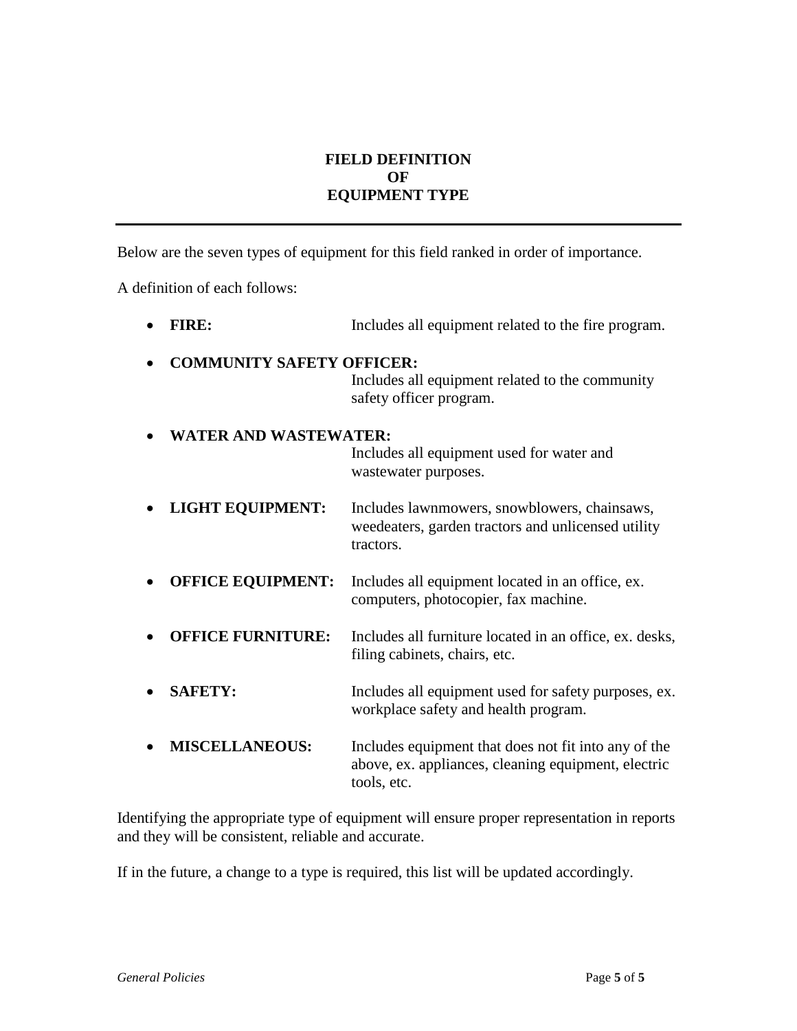# FIELD DEFINITION OF EQUIPMENT TYPE

---

Below are the seven types of equipment for this field ranked in order of importance.

A definition of each follows:

- **FIRE:** Includes all equipment related to the fire program.
- **COMMUNITY SAFETY OFFICER:** Includes all equipment related to the community safety officer program.
- **WATER AND WASTEWATER:** Includes all equipment used for water and wastewater purposes.
- **LIGHT EQUIPMENT:** Includes lawnmowers, snowblowers, chainsaws, weedeaters, garden tractors and unlicensed utility tractors.
- **OFFICE EQUIPMENT:** Includes all equipment located in an office, ex. computers, photocopier, fax machine.
- **OFFICE FURNITURE:** Includes all furniture located in an office, ex. desks, filing cabinets, chairs, etc.
- **SAFETY:** Includes all equipment used for safety purposes, ex. workplace safety and health program.
- **MISCELLANEOUS:** Includes equipment that does not fit into any of the above, ex. appliances, cleaning equipment, electric tools, etc.

Identifying the appropriate type of equipment will ensure proper representation in reports and they will be consistent, reliable and accurate.

If in the future, a change to a type is required, this list will be updated accordingly.